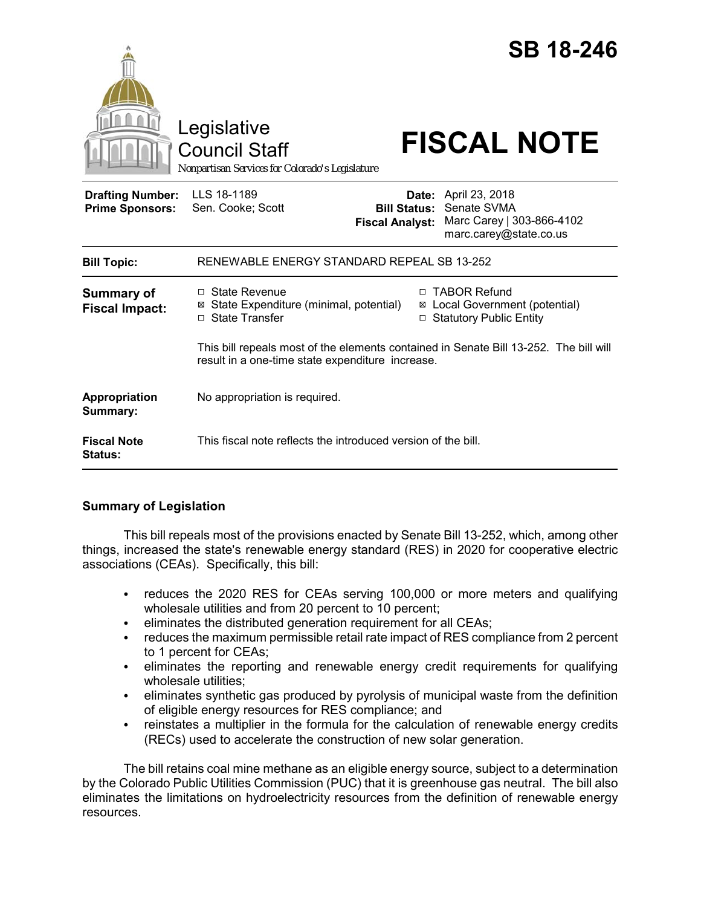# SB 18-246

Legislative Council Staff

*Nonpartisan Services for Colorado's Legislature*

# FISCAL NOTE

| | | | |
|---|---|---|---|
| **Drafting Number:** | LLS 18-1189 | **Date:** | April 23, 2018 |
| **Prime Sponsors:** | Sen. Cooke; Scott | **Bill Status:** | Senate SVMA |
| | | **Fiscal Analyst:** | Marc Carey \| 303-866-4102 marc.carey@state.co.us |

| | |
|---|---|
| **Bill Topic:** | RENEWABLE ENERGY STANDARD REPEAL SB 13-252 |
| **Summary of Fiscal Impact:** | ☐ State Revenue<br>☒ State Expenditure (minimal, potential)<br>☐ State Transfer<br>☐ TABOR Refund<br>☒ Local Government (potential)<br>☐ Statutory Public Entity<br><br>This bill repeals most of the elements contained in Senate Bill 13-252. The bill will result in a one-time state expenditure increase. |
| **Appropriation Summary:** | No appropriation is required. |
| **Fiscal Note Status:** | This fiscal note reflects the introduced version of the bill. |

## Summary of Legislation

This bill repeals most of the provisions enacted by Senate Bill 13-252, which, among other things, increased the state's renewable energy standard (RES) in 2020 for cooperative electric associations (CEAs). Specifically, this bill:

- reduces the 2020 RES for CEAs serving 100,000 or more meters and qualifying wholesale utilities and from 20 percent to 10 percent;
- eliminates the distributed generation requirement for all CEAs;
- reduces the maximum permissible retail rate impact of RES compliance from 2 percent to 1 percent for CEAs;
- eliminates the reporting and renewable energy credit requirements for qualifying wholesale utilities;
- eliminates synthetic gas produced by pyrolysis of municipal waste from the definition of eligible energy resources for RES compliance; and
- reinstates a multiplier in the formula for the calculation of renewable energy credits (RECs) used to accelerate the construction of new solar generation.

The bill retains coal mine methane as an eligible energy source, subject to a determination by the Colorado Public Utilities Commission (PUC) that it is greenhouse gas neutral. The bill also eliminates the limitations on hydroelectricity resources from the definition of renewable energy resources.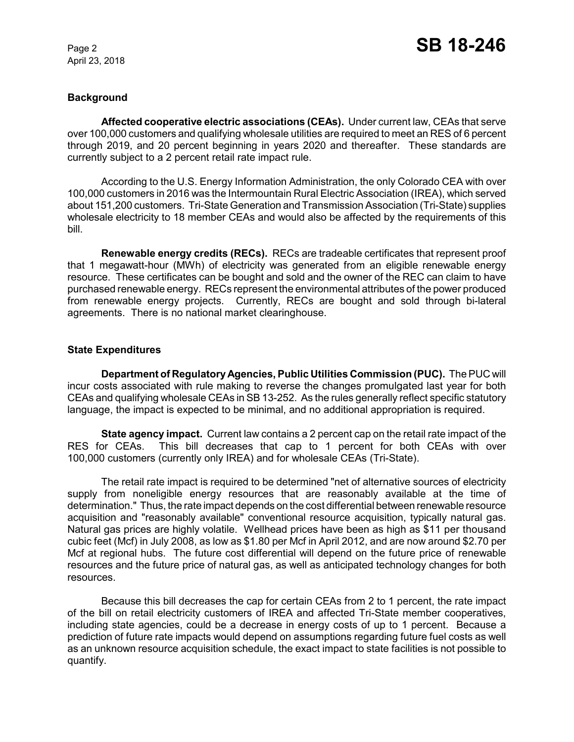## Background

**Affected cooperative electric associations (CEAs).** Under current law, CEAs that serve over 100,000 customers and qualifying wholesale utilities are required to meet an RES of 6 percent through 2019, and 20 percent beginning in years 2020 and thereafter. These standards are currently subject to a 2 percent retail rate impact rule.

According to the U.S. Energy Information Administration, the only Colorado CEA with over 100,000 customers in 2016 was the Intermountain Rural Electric Association (IREA), which served about 151,200 customers. Tri-State Generation and Transmission Association (Tri-State) supplies wholesale electricity to 18 member CEAs and would also be affected by the requirements of this bill.

**Renewable energy credits (RECs).** RECs are tradeable certificates that represent proof that 1 megawatt-hour (MWh) of electricity was generated from an eligible renewable energy resource. These certificates can be bought and sold and the owner of the REC can claim to have purchased renewable energy. RECs represent the environmental attributes of the power produced from renewable energy projects. Currently, RECs are bought and sold through bi-lateral agreements. There is no national market clearinghouse.

## State Expenditures

**Department of Regulatory Agencies, Public Utilities Commission (PUC).** The PUC will incur costs associated with rule making to reverse the changes promulgated last year for both CEAs and qualifying wholesale CEAs in SB 13-252. As the rules generally reflect specific statutory language, the impact is expected to be minimal, and no additional appropriation is required.

**State agency impact.** Current law contains a 2 percent cap on the retail rate impact of the RES for CEAs. This bill decreases that cap to 1 percent for both CEAs with over 100,000 customers (currently only IREA) and for wholesale CEAs (Tri-State).

The retail rate impact is required to be determined "net of alternative sources of electricity supply from noneligible energy resources that are reasonably available at the time of determination." Thus, the rate impact depends on the cost differential between renewable resource acquisition and "reasonably available" conventional resource acquisition, typically natural gas. Natural gas prices are highly volatile. Wellhead prices have been as high as $11 per thousand cubic feet (Mcf) in July 2008, as low as $1.80 per Mcf in April 2012, and are now around $2.70 per Mcf at regional hubs. The future cost differential will depend on the future price of renewable resources and the future price of natural gas, as well as anticipated technology changes for both resources.

Because this bill decreases the cap for certain CEAs from 2 to 1 percent, the rate impact of the bill on retail electricity customers of IREA and affected Tri-State member cooperatives, including state agencies, could be a decrease in energy costs of up to 1 percent. Because a prediction of future rate impacts would depend on assumptions regarding future fuel costs as well as an unknown resource acquisition schedule, the exact impact to state facilities is not possible to quantify.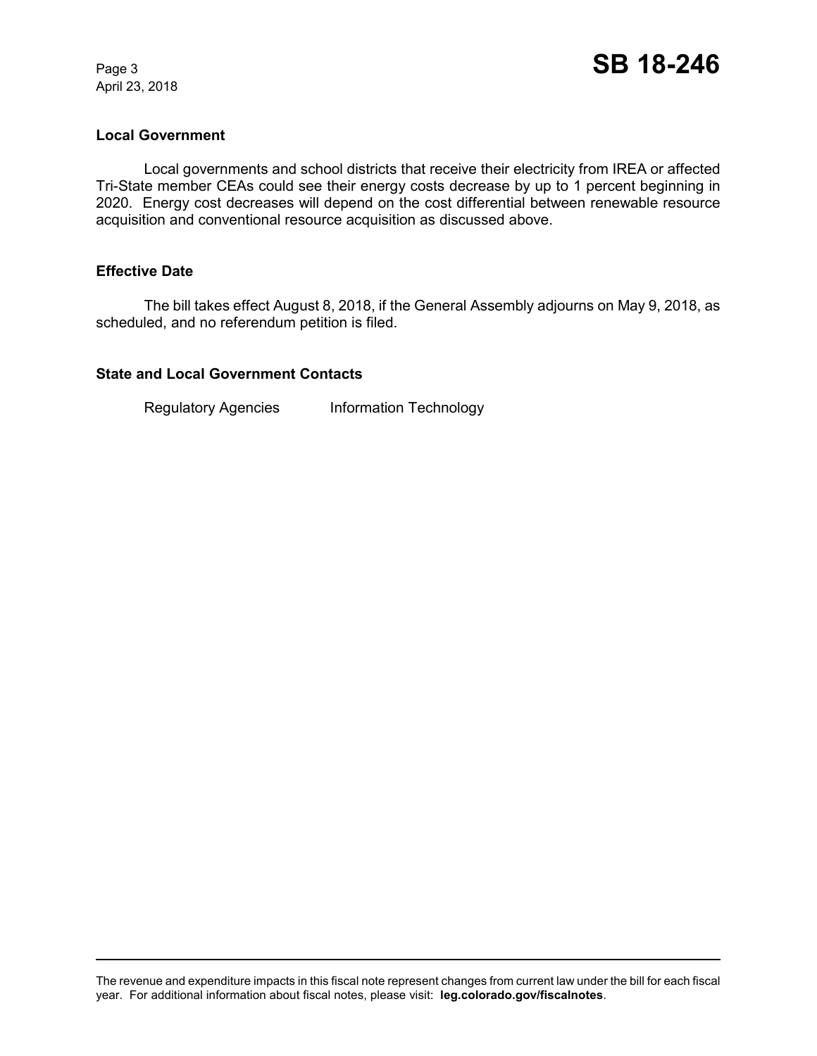## Local Government

Local governments and school districts that receive their electricity from IREA or affected Tri-State member CEAs could see their energy costs decrease by up to 1 percent beginning in 2020. Energy cost decreases will depend on the cost differential between renewable resource acquisition and conventional resource acquisition as discussed above.

## Effective Date

The bill takes effect August 8, 2018, if the General Assembly adjourns on May 9, 2018, as scheduled, and no referendum petition is filed.

## State and Local Government Contacts

Regulatory Agencies Information Technology

The revenue and expenditure impacts in this fiscal note represent changes from current law under the bill for each fiscal year. For additional information about fiscal notes, please visit: **leg.colorado.gov/fiscalnotes**.